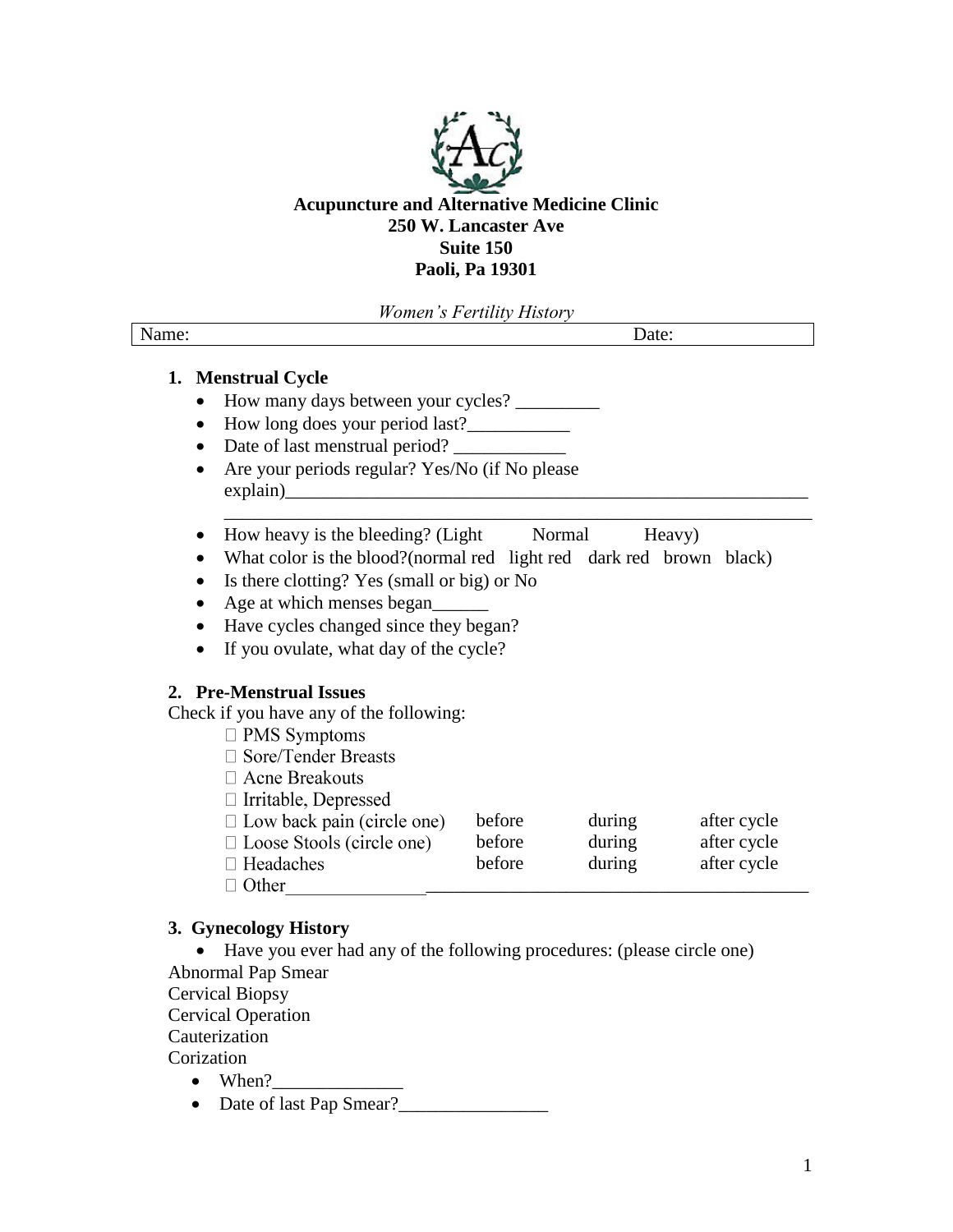**Acupuncture and Alternative Medicine Clinic**
**250 W. Lancaster Ave**
**Suite 150**
**Paoli, Pa 19301**

*Women's Fertility History*

| Name: | Date: |
|---|---|

## 1. Menstrual Cycle

- How many days between your cycles? _________
- How long does your period last?___________
- Date of last menstrual period? ____________
- Are your periods regular? Yes/No (if No please explain)____________________________________________________________
  ____________________________________________________________
- How heavy is the bleeding? (Light Normal Heavy)
- What color is the blood?(normal red light red dark red brown black)
- Is there clotting? Yes (small or big) or No
- Age at which menses began______
- Have cycles changed since they began?
- If you ovulate, what day of the cycle?

## 2. Pre-Menstrual Issues

Check if you have any of the following:

| | | | |
|---|---|---|---|
| □ PMS Symptoms | | | |
| □ Sore/Tender Breasts | | | |
| □ Acne Breakouts | | | |
| □ Irritable, Depressed | | | |
| □ Low back pain (circle one) | before | during | after cycle |
| □ Loose Stools (circle one) | before | during | after cycle |
| □ Headaches | before | during | after cycle |
| □ Other______________________________________________________________ | | | |

## 3. Gynecology History

- Have you ever had any of the following procedures: (please circle one)

Abnormal Pap Smear
Cervical Biopsy
Cervical Operation
Cauterization
Corization

- When?______________
- Date of last Pap Smear?________________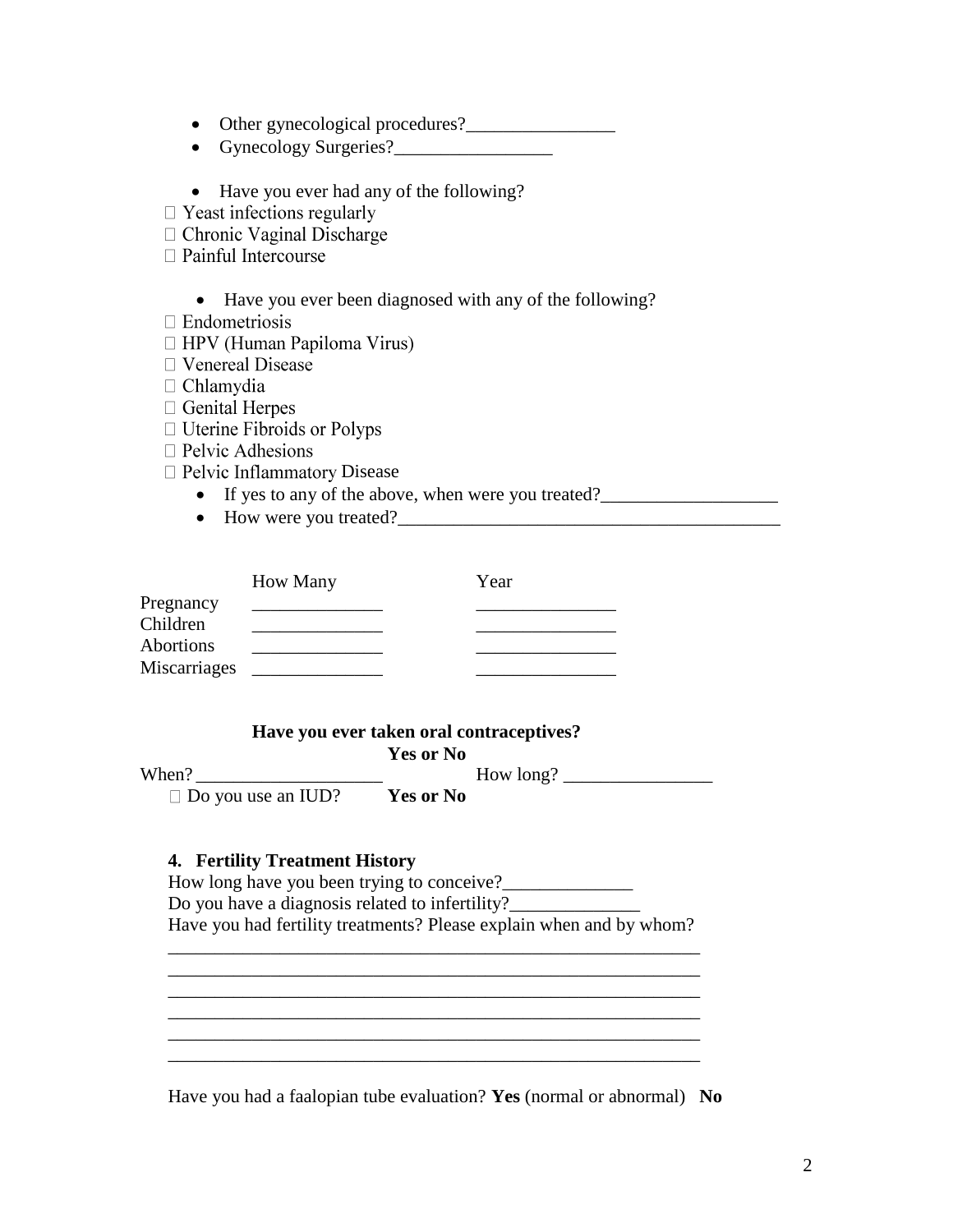- Other gynecological procedures?________________
- Gynecology Surgeries?_________________

- Have you ever had any of the following?

☐ Yeast infections regularly
☐ Chronic Vaginal Discharge
☐ Painful Intercourse

- Have you ever been diagnosed with any of the following?

☐ Endometriosis
☐ HPV (Human Papiloma Virus)
☐ Venereal Disease
☐ Chlamydia
☐ Genital Herpes
☐ Uterine Fibroids or Polyps
☐ Pelvic Adhesions
☐ Pelvic Inflammatory Disease

- If yes to any of the above, when were you treated?___________________
- How were you treated?__________________________________________

| | How Many | Year |
|---|---|---|
| Pregnancy | ______________ | _______________ |
| Children | ______________ | _______________ |
| Abortions | ______________ | _______________ |
| Miscarriages | ______________ | _______________ |

**Have you ever taken oral contraceptives?**

**Yes or No**

When? ____________________ How long? ________________

☐ Do you use an IUD? **Yes or No**

### 4. Fertility Treatment History

How long have you been trying to conceive?______________

Do you have a diagnosis related to infertility?______________

Have you had fertility treatments? Please explain when and by whom?

___________________________________________________________
___________________________________________________________
___________________________________________________________
___________________________________________________________
___________________________________________________________
___________________________________________________________

Have you had a faalopian tube evaluation? **Yes** (normal or abnormal) **No**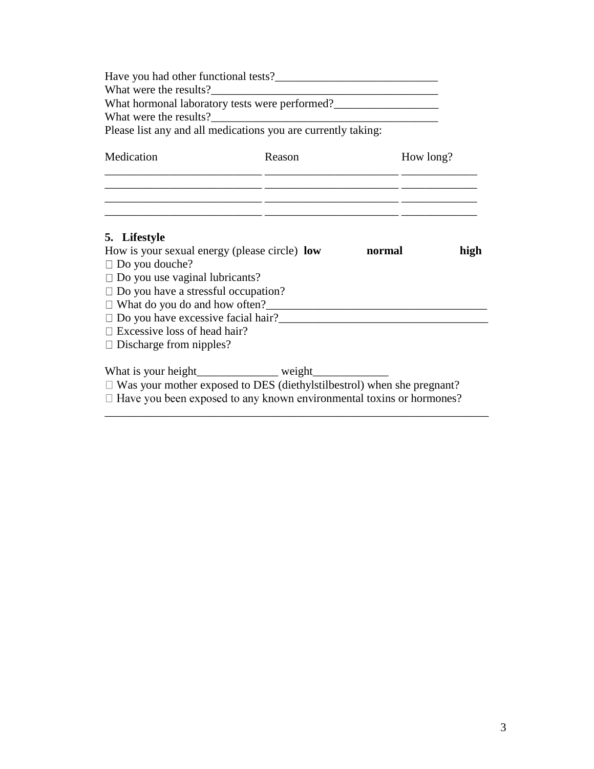Have you had other functional tests?____________________________

What were the results?________________________________________

What hormonal laboratory tests were performed?__________________

What were the results?________________________________________

Please list any and all medications you are currently taking:

| Medication | Reason | How long? |
|---|---|---|
| | | |
| | | |
| | | |
| | | |

## 5. Lifestyle

How is your sexual energy (please circle) **low** **normal** **high**

- ☐ Do you douche?
- ☐ Do you use vaginal lubricants?
- ☐ Do you have a stressful occupation?
- ☐ What do you do and how often?_____________________________________
- ☐ Do you have excessive facial hair?__________________________________
- ☐ Excessive loss of head hair?
- ☐ Discharge from nipples?

What is your height______________ weight_____________

- ☐ Was your mother exposed to DES (diethylstilbestrol) when she pregnant?
- ☐ Have you been exposed to any known environmental toxins or hormones?

_____________________________________________________________________